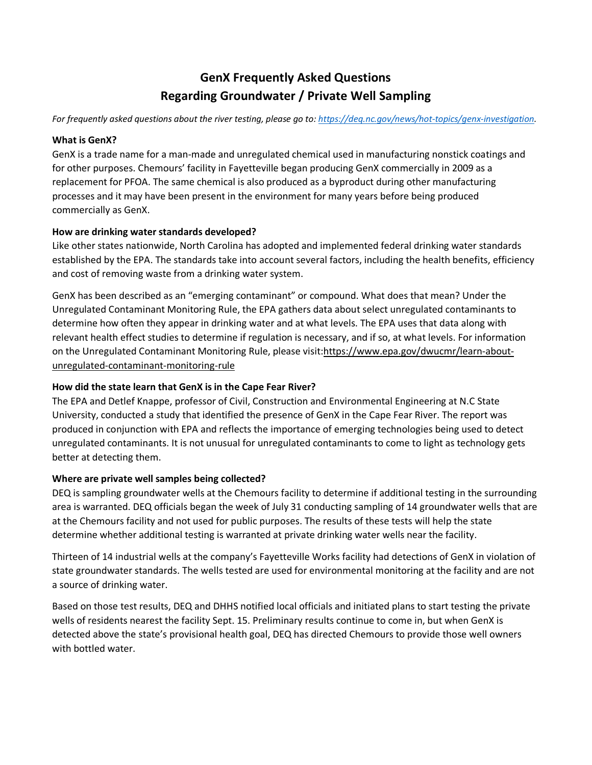# GenX Frequently Asked Questions
# Regarding Groundwater / Private Well Sampling

*For frequently asked questions about the river testing, please go to: https://deq.nc.gov/news/hot-topics/genx-investigation.*

**What is GenX?**

GenX is a trade name for a man-made and unregulated chemical used in manufacturing nonstick coatings and for other purposes. Chemours' facility in Fayetteville began producing GenX commercially in 2009 as a replacement for PFOA. The same chemical is also produced as a byproduct during other manufacturing processes and it may have been present in the environment for many years before being produced commercially as GenX.

**How are drinking water standards developed?**

Like other states nationwide, North Carolina has adopted and implemented federal drinking water standards established by the EPA. The standards take into account several factors, including the health benefits, efficiency and cost of removing waste from a drinking water system.

GenX has been described as an "emerging contaminant" or compound. What does that mean? Under the Unregulated Contaminant Monitoring Rule, the EPA gathers data about select unregulated contaminants to determine how often they appear in drinking water and at what levels. The EPA uses that data along with relevant health effect studies to determine if regulation is necessary, and if so, at what levels. For information on the Unregulated Contaminant Monitoring Rule, please visit: https://www.epa.gov/dwucmr/learn-about-unregulated-contaminant-monitoring-rule

**How did the state learn that GenX is in the Cape Fear River?**

The EPA and Detlef Knappe, professor of Civil, Construction and Environmental Engineering at N.C State University, conducted a study that identified the presence of GenX in the Cape Fear River. The report was produced in conjunction with EPA and reflects the importance of emerging technologies being used to detect unregulated contaminants. It is not unusual for unregulated contaminants to come to light as technology gets better at detecting them.

**Where are private well samples being collected?**

DEQ is sampling groundwater wells at the Chemours facility to determine if additional testing in the surrounding area is warranted. DEQ officials began the week of July 31 conducting sampling of 14 groundwater wells that are at the Chemours facility and not used for public purposes. The results of these tests will help the state determine whether additional testing is warranted at private drinking water wells near the facility.

Thirteen of 14 industrial wells at the company's Fayetteville Works facility had detections of GenX in violation of state groundwater standards. The wells tested are used for environmental monitoring at the facility and are not a source of drinking water.

Based on those test results, DEQ and DHHS notified local officials and initiated plans to start testing the private wells of residents nearest the facility Sept. 15. Preliminary results continue to come in, but when GenX is detected above the state's provisional health goal, DEQ has directed Chemours to provide those well owners with bottled water.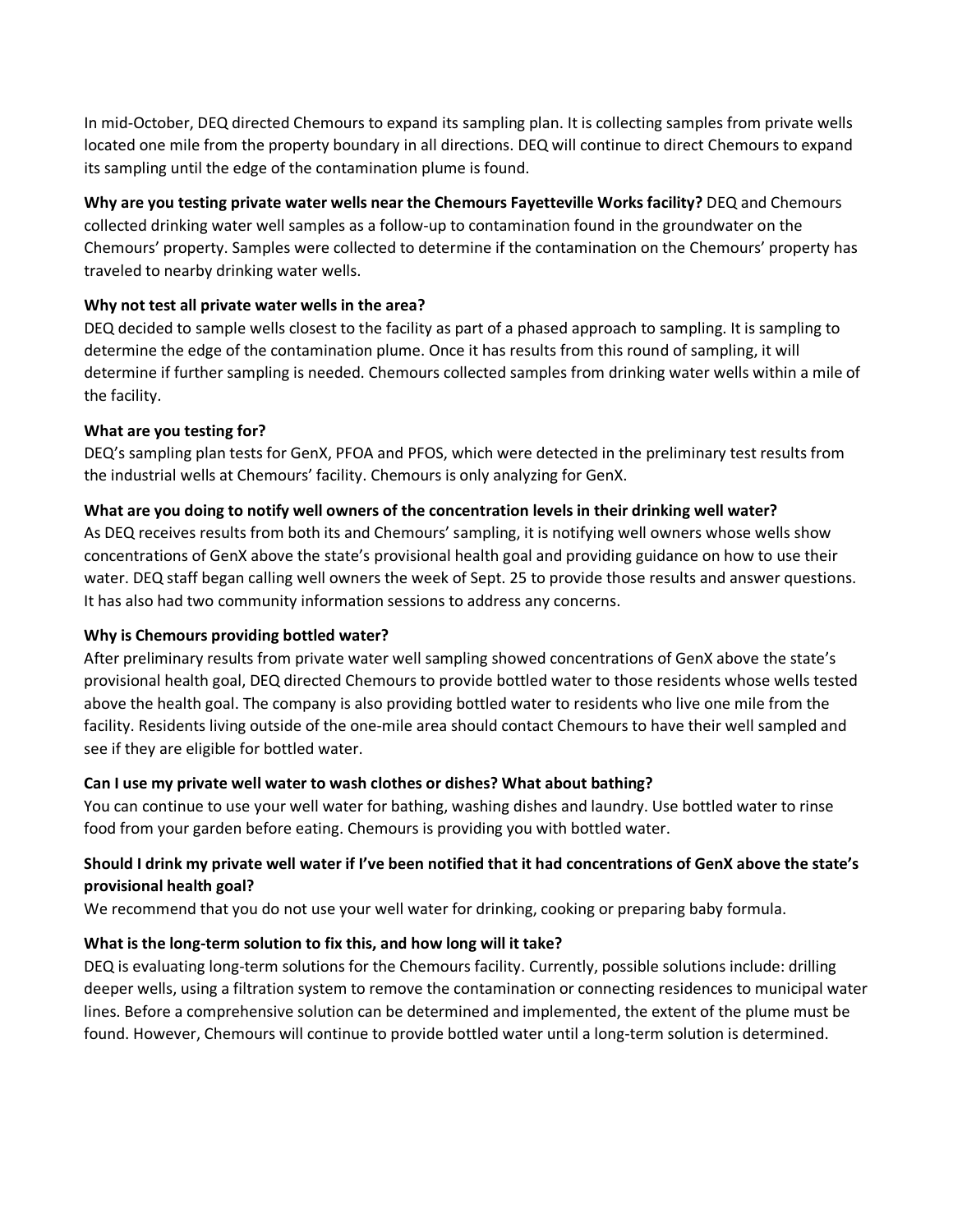In mid-October, DEQ directed Chemours to expand its sampling plan. It is collecting samples from private wells located one mile from the property boundary in all directions. DEQ will continue to direct Chemours to expand its sampling until the edge of the contamination plume is found.

**Why are you testing private water wells near the Chemours Fayetteville Works facility?** DEQ and Chemours collected drinking water well samples as a follow-up to contamination found in the groundwater on the Chemours' property. Samples were collected to determine if the contamination on the Chemours' property has traveled to nearby drinking water wells.

**Why not test all private water wells in the area?**
DEQ decided to sample wells closest to the facility as part of a phased approach to sampling. It is sampling to determine the edge of the contamination plume. Once it has results from this round of sampling, it will determine if further sampling is needed. Chemours collected samples from drinking water wells within a mile of the facility.

**What are you testing for?**
DEQ's sampling plan tests for GenX, PFOA and PFOS, which were detected in the preliminary test results from the industrial wells at Chemours' facility. Chemours is only analyzing for GenX.

**What are you doing to notify well owners of the concentration levels in their drinking well water?**
As DEQ receives results from both its and Chemours' sampling, it is notifying well owners whose wells show concentrations of GenX above the state's provisional health goal and providing guidance on how to use their water. DEQ staff began calling well owners the week of Sept. 25 to provide those results and answer questions. It has also had two community information sessions to address any concerns.

**Why is Chemours providing bottled water?**
After preliminary results from private water well sampling showed concentrations of GenX above the state's provisional health goal, DEQ directed Chemours to provide bottled water to those residents whose wells tested above the health goal. The company is also providing bottled water to residents who live one mile from the facility. Residents living outside of the one-mile area should contact Chemours to have their well sampled and see if they are eligible for bottled water.

**Can I use my private well water to wash clothes or dishes? What about bathing?**
You can continue to use your well water for bathing, washing dishes and laundry. Use bottled water to rinse food from your garden before eating. Chemours is providing you with bottled water.

**Should I drink my private well water if I've been notified that it had concentrations of GenX above the state's provisional health goal?**
We recommend that you do not use your well water for drinking, cooking or preparing baby formula.

**What is the long-term solution to fix this, and how long will it take?**
DEQ is evaluating long-term solutions for the Chemours facility. Currently, possible solutions include: drilling deeper wells, using a filtration system to remove the contamination or connecting residences to municipal water lines. Before a comprehensive solution can be determined and implemented, the extent of the plume must be found. However, Chemours will continue to provide bottled water until a long-term solution is determined.